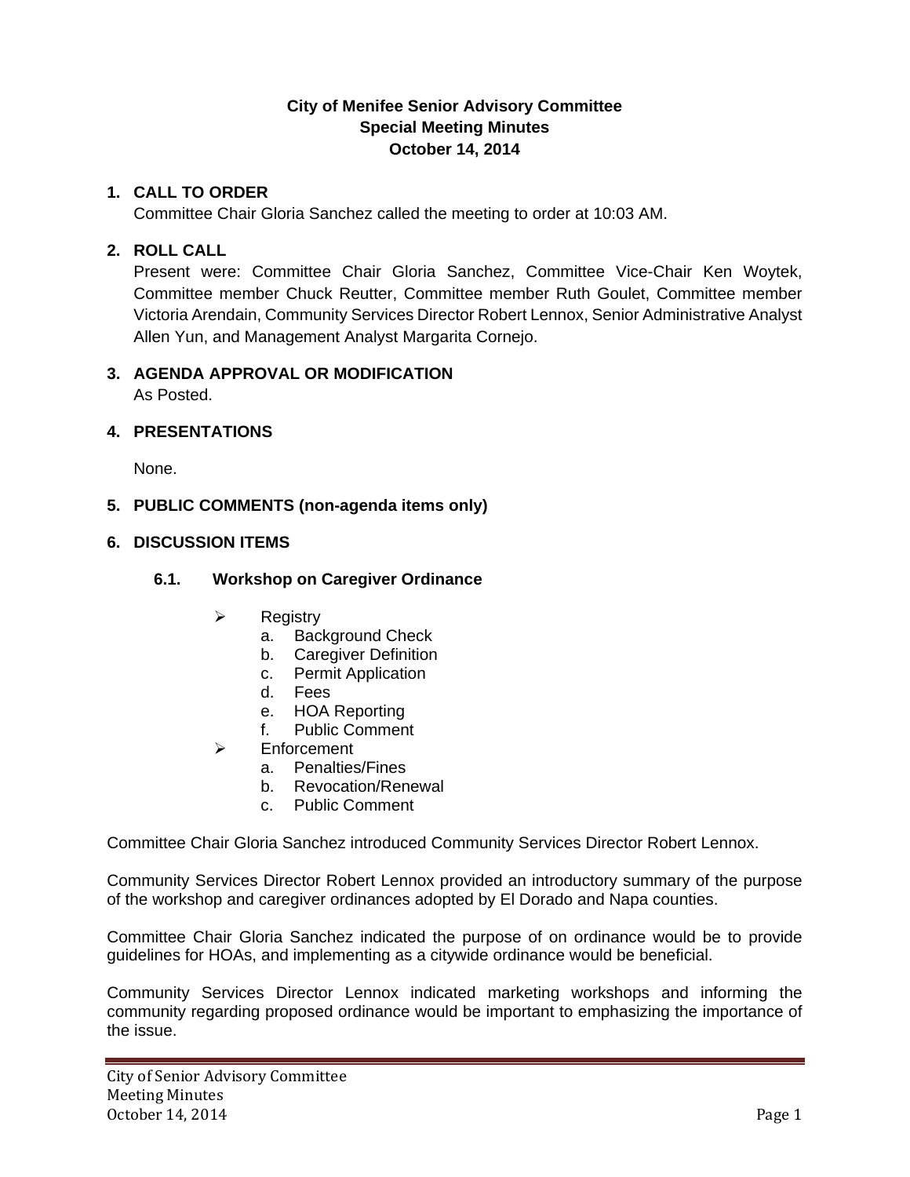**City of Menifee Senior Advisory Committee**
**Special Meeting Minutes**
**October 14, 2014**

1. **CALL TO ORDER**
   Committee Chair Gloria Sanchez called the meeting to order at 10:03 AM.

2. **ROLL CALL**
   Present were: Committee Chair Gloria Sanchez, Committee Vice-Chair Ken Woytek, Committee member Chuck Reutter, Committee member Ruth Goulet, Committee member Victoria Arendain, Community Services Director Robert Lennox, Senior Administrative Analyst Allen Yun, and Management Analyst Margarita Cornejo.

3. **AGENDA APPROVAL OR MODIFICATION**
   As Posted.

4. **PRESENTATIONS**

   None.

5. **PUBLIC COMMENTS (non-agenda items only)**

6. **DISCUSSION ITEMS**

   **6.1. Workshop on Caregiver Ordinance**

   - Registry
     a. Background Check
     b. Caregiver Definition
     c. Permit Application
     d. Fees
     e. HOA Reporting
     f. Public Comment
   - Enforcement
     a. Penalties/Fines
     b. Revocation/Renewal
     c. Public Comment

Committee Chair Gloria Sanchez introduced Community Services Director Robert Lennox.

Community Services Director Robert Lennox provided an introductory summary of the purpose of the workshop and caregiver ordinances adopted by El Dorado and Napa counties.

Committee Chair Gloria Sanchez indicated the purpose of on ordinance would be to provide guidelines for HOAs, and implementing as a citywide ordinance would be beneficial.

Community Services Director Lennox indicated marketing workshops and informing the community regarding proposed ordinance would be important to emphasizing the importance of the issue.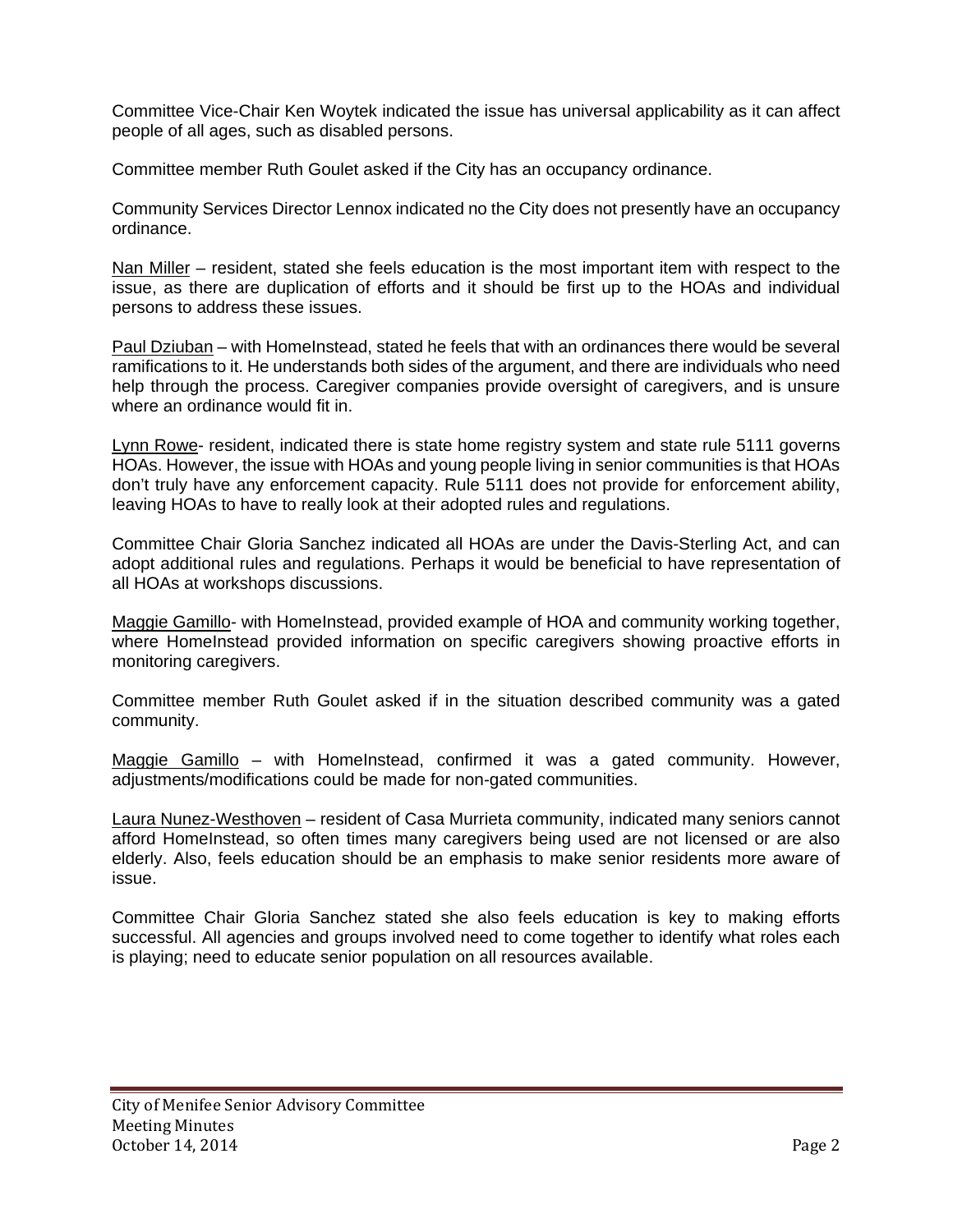Committee Vice-Chair Ken Woytek indicated the issue has universal applicability as it can affect people of all ages, such as disabled persons.

Committee member Ruth Goulet asked if the City has an occupancy ordinance.

Community Services Director Lennox indicated no the City does not presently have an occupancy ordinance.

Nan Miller – resident, stated she feels education is the most important item with respect to the issue, as there are duplication of efforts and it should be first up to the HOAs and individual persons to address these issues.

Paul Dziuban – with HomeInstead, stated he feels that with an ordinances there would be several ramifications to it. He understands both sides of the argument, and there are individuals who need help through the process. Caregiver companies provide oversight of caregivers, and is unsure where an ordinance would fit in.

Lynn Rowe- resident, indicated there is state home registry system and state rule 5111 governs HOAs. However, the issue with HOAs and young people living in senior communities is that HOAs don't truly have any enforcement capacity. Rule 5111 does not provide for enforcement ability, leaving HOAs to have to really look at their adopted rules and regulations.

Committee Chair Gloria Sanchez indicated all HOAs are under the Davis-Sterling Act, and can adopt additional rules and regulations. Perhaps it would be beneficial to have representation of all HOAs at workshops discussions.

Maggie Gamillo- with HomeInstead, provided example of HOA and community working together, where HomeInstead provided information on specific caregivers showing proactive efforts in monitoring caregivers.

Committee member Ruth Goulet asked if in the situation described community was a gated community.

Maggie Gamillo – with HomeInstead, confirmed it was a gated community. However, adjustments/modifications could be made for non-gated communities.

Laura Nunez-Westhoven – resident of Casa Murrieta community, indicated many seniors cannot afford HomeInstead, so often times many caregivers being used are not licensed or are also elderly. Also, feels education should be an emphasis to make senior residents more aware of issue.

Committee Chair Gloria Sanchez stated she also feels education is key to making efforts successful. All agencies and groups involved need to come together to identify what roles each is playing; need to educate senior population on all resources available.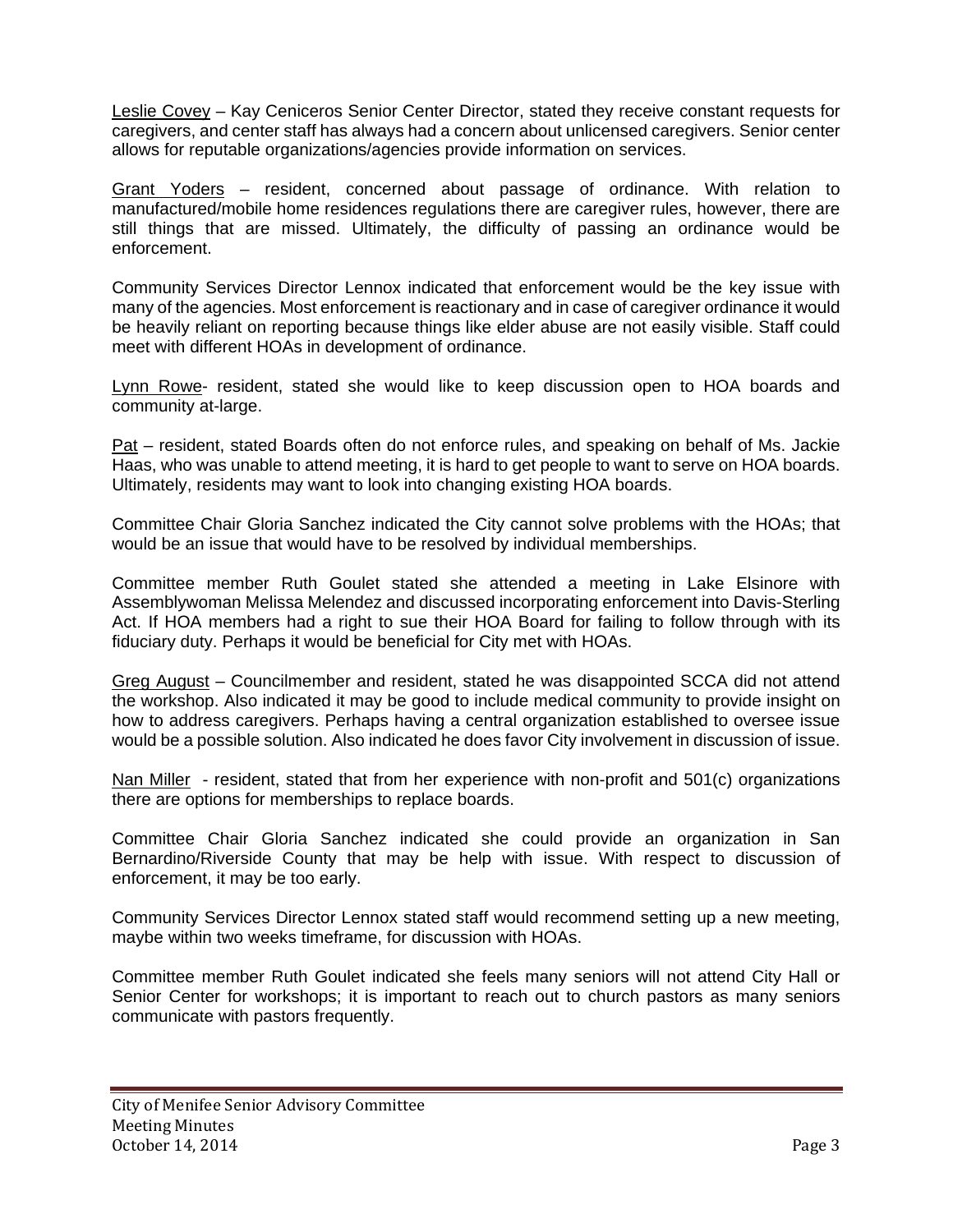Leslie Covey – Kay Ceniceros Senior Center Director, stated they receive constant requests for caregivers, and center staff has always had a concern about unlicensed caregivers. Senior center allows for reputable organizations/agencies provide information on services.

Grant Yoders – resident, concerned about passage of ordinance. With relation to manufactured/mobile home residences regulations there are caregiver rules, however, there are still things that are missed. Ultimately, the difficulty of passing an ordinance would be enforcement.

Community Services Director Lennox indicated that enforcement would be the key issue with many of the agencies. Most enforcement is reactionary and in case of caregiver ordinance it would be heavily reliant on reporting because things like elder abuse are not easily visible. Staff could meet with different HOAs in development of ordinance.

Lynn Rowe- resident, stated she would like to keep discussion open to HOA boards and community at-large.

Pat – resident, stated Boards often do not enforce rules, and speaking on behalf of Ms. Jackie Haas, who was unable to attend meeting, it is hard to get people to want to serve on HOA boards. Ultimately, residents may want to look into changing existing HOA boards.

Committee Chair Gloria Sanchez indicated the City cannot solve problems with the HOAs; that would be an issue that would have to be resolved by individual memberships.

Committee member Ruth Goulet stated she attended a meeting in Lake Elsinore with Assemblywoman Melissa Melendez and discussed incorporating enforcement into Davis-Sterling Act. If HOA members had a right to sue their HOA Board for failing to follow through with its fiduciary duty. Perhaps it would be beneficial for City met with HOAs.

Greg August – Councilmember and resident, stated he was disappointed SCCA did not attend the workshop. Also indicated it may be good to include medical community to provide insight on how to address caregivers. Perhaps having a central organization established to oversee issue would be a possible solution. Also indicated he does favor City involvement in discussion of issue.

Nan Miller - resident, stated that from her experience with non-profit and 501(c) organizations there are options for memberships to replace boards.

Committee Chair Gloria Sanchez indicated she could provide an organization in San Bernardino/Riverside County that may be help with issue. With respect to discussion of enforcement, it may be too early.

Community Services Director Lennox stated staff would recommend setting up a new meeting, maybe within two weeks timeframe, for discussion with HOAs.

Committee member Ruth Goulet indicated she feels many seniors will not attend City Hall or Senior Center for workshops; it is important to reach out to church pastors as many seniors communicate with pastors frequently.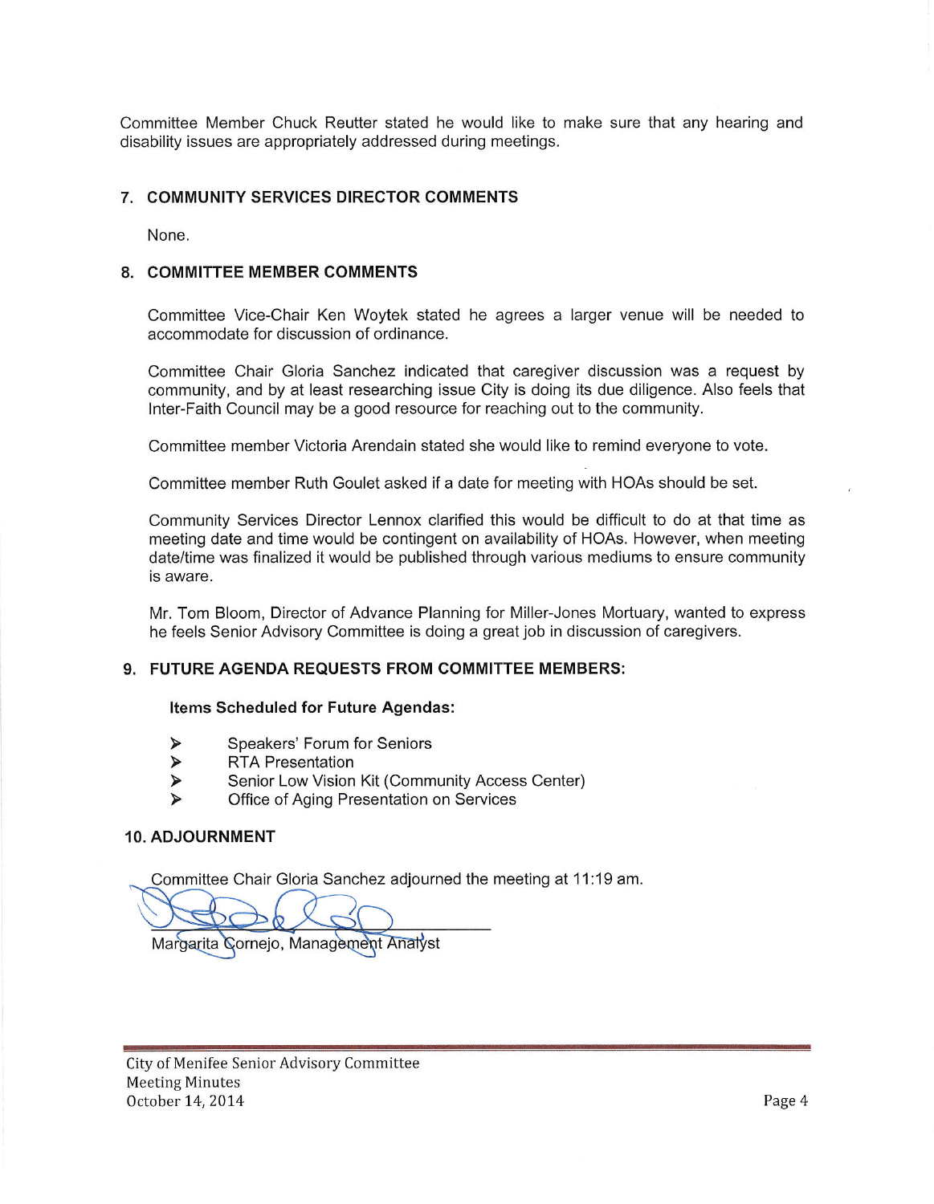Committee Member Chuck Reutter stated he would like to make sure that any hearing and disability issues are appropriately addressed during meetings.

## 7. COMMUNITY SERVICES DIRECTOR COMMENTS

None.

## 8. COMMITTEE MEMBER COMMENTS

Committee Vice-Chair Ken Woytek stated he agrees a larger venue will be needed to accommodate for discussion of ordinance.

Committee Chair Gloria Sanchez indicated that caregiver discussion was a request by community, and by at least researching issue City is doing its due diligence. Also feels that Inter-Faith Council may be a good resource for reaching out to the community.

Committee member Victoria Arendain stated she would like to remind everyone to vote.

Committee member Ruth Goulet asked if a date for meeting with HOAs should be set.

Community Services Director Lennox clarified this would be difficult to do at that time as meeting date and time would be contingent on availability of HOAs. However, when meeting date/time was finalized it would be published through various mediums to ensure community is aware.

Mr. Tom Bloom, Director of Advance Planning for Miller-Jones Mortuary, wanted to express he feels Senior Advisory Committee is doing a great job in discussion of caregivers.

## 9. FUTURE AGENDA REQUESTS FROM COMMITTEE MEMBERS:

**Items Scheduled for Future Agendas:**

- Speakers' Forum for Seniors
- RTA Presentation
- Senior Low Vision Kit (Community Access Center)
- Office of Aging Presentation on Services

## 10. ADJOURNMENT

Committee Chair Gloria Sanchez adjourned the meeting at 11:19 am.

Margarita Cornejo, Management Analyst